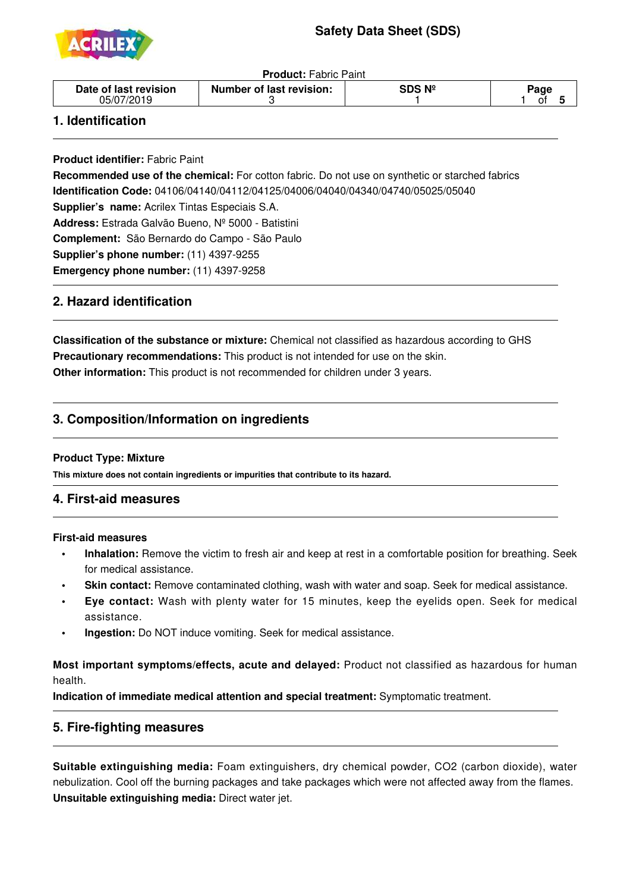# Safety Data Sheet (SDS)

**Product:** Fabric Paint

| Date of last revision | Number of last revision: | SDS Nº | Page |
|---|---|---|---|
| 05/07/2019 | 3 | 1 | 1 of 5 |

## 1. Identification

**Product identifier:** Fabric Paint

**Recommended use of the chemical:** For cotton fabric. Do not use on synthetic or starched fabrics

**Identification Code:** 04106/04140/04112/04125/04006/04040/04340/04740/05025/05040

**Supplier's name:** Acrilex Tintas Especiais S.A.

**Address:** Estrada Galvão Bueno, Nº 5000 - Batistini

**Complement:** São Bernardo do Campo - São Paulo

**Supplier's phone number:** (11) 4397-9255

**Emergency phone number:** (11) 4397-9258

## 2. Hazard identification

**Classification of the substance or mixture:** Chemical not classified as hazardous according to GHS

**Precautionary recommendations:** This product is not intended for use on the skin.

**Other information:** This product is not recommended for children under 3 years.

## 3. Composition/Information on ingredients

**Product Type: Mixture**

**This mixture does not contain ingredients or impurities that contribute to its hazard.**

## 4. First-aid measures

**First-aid measures**

- **Inhalation:** Remove the victim to fresh air and keep at rest in a comfortable position for breathing. Seek for medical assistance.
- **Skin contact:** Remove contaminated clothing, wash with water and soap. Seek for medical assistance.
- **Eye contact:** Wash with plenty water for 15 minutes, keep the eyelids open. Seek for medical assistance.
- **Ingestion:** Do NOT induce vomiting. Seek for medical assistance.

**Most important symptoms/effects, acute and delayed:** Product not classified as hazardous for human health.

**Indication of immediate medical attention and special treatment:** Symptomatic treatment.

## 5. Fire-fighting measures

**Suitable extinguishing media:** Foam extinguishers, dry chemical powder, $CO_2$ (carbon dioxide), water nebulization. Cool off the burning packages and take packages which were not affected away from the flames.

**Unsuitable extinguishing media:** Direct water jet.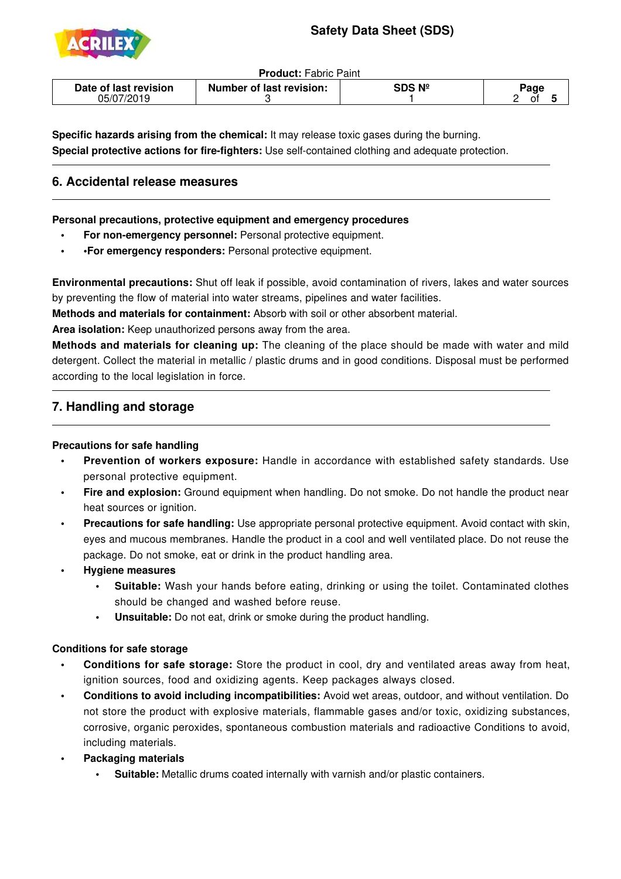**Specific hazards arising from the chemical:** It may release toxic gases during the burning.
**Special protective actions for fire-fighters:** Use self-contained clothing and adequate protection.

## 6. Accidental release measures

**Personal precautions, protective equipment and emergency procedures**

- **For non-emergency personnel:** Personal protective equipment.
- •**For emergency responders:** Personal protective equipment.

**Environmental precautions:** Shut off leak if possible, avoid contamination of rivers, lakes and water sources by preventing the flow of material into water streams, pipelines and water facilities.
**Methods and materials for containment:** Absorb with soil or other absorbent material.
**Area isolation:** Keep unauthorized persons away from the area.
**Methods and materials for cleaning up:** The cleaning of the place should be made with water and mild detergent. Collect the material in metallic / plastic drums and in good conditions. Disposal must be performed according to the local legislation in force.

## 7. Handling and storage

**Precautions for safe handling**

- **Prevention of workers exposure:** Handle in accordance with established safety standards. Use personal protective equipment.
- **Fire and explosion:** Ground equipment when handling. Do not smoke. Do not handle the product near heat sources or ignition.
- **Precautions for safe handling:** Use appropriate personal protective equipment. Avoid contact with skin, eyes and mucous membranes. Handle the product in a cool and well ventilated place. Do not reuse the package. Do not smoke, eat or drink in the product handling area.
- **Hygiene measures**
  - **Suitable:** Wash your hands before eating, drinking or using the toilet. Contaminated clothes should be changed and washed before reuse.
  - **Unsuitable:** Do not eat, drink or smoke during the product handling.

**Conditions for safe storage**

- **Conditions for safe storage:** Store the product in cool, dry and ventilated areas away from heat, ignition sources, food and oxidizing agents. Keep packages always closed.
- **Conditions to avoid including incompatibilities:** Avoid wet areas, outdoor, and without ventilation. Do not store the product with explosive materials, flammable gases and/or toxic, oxidizing substances, corrosive, organic peroxides, spontaneous combustion materials and radioactive Conditions to avoid, including materials.
- **Packaging materials**
  - **Suitable:** Metallic drums coated internally with varnish and/or plastic containers.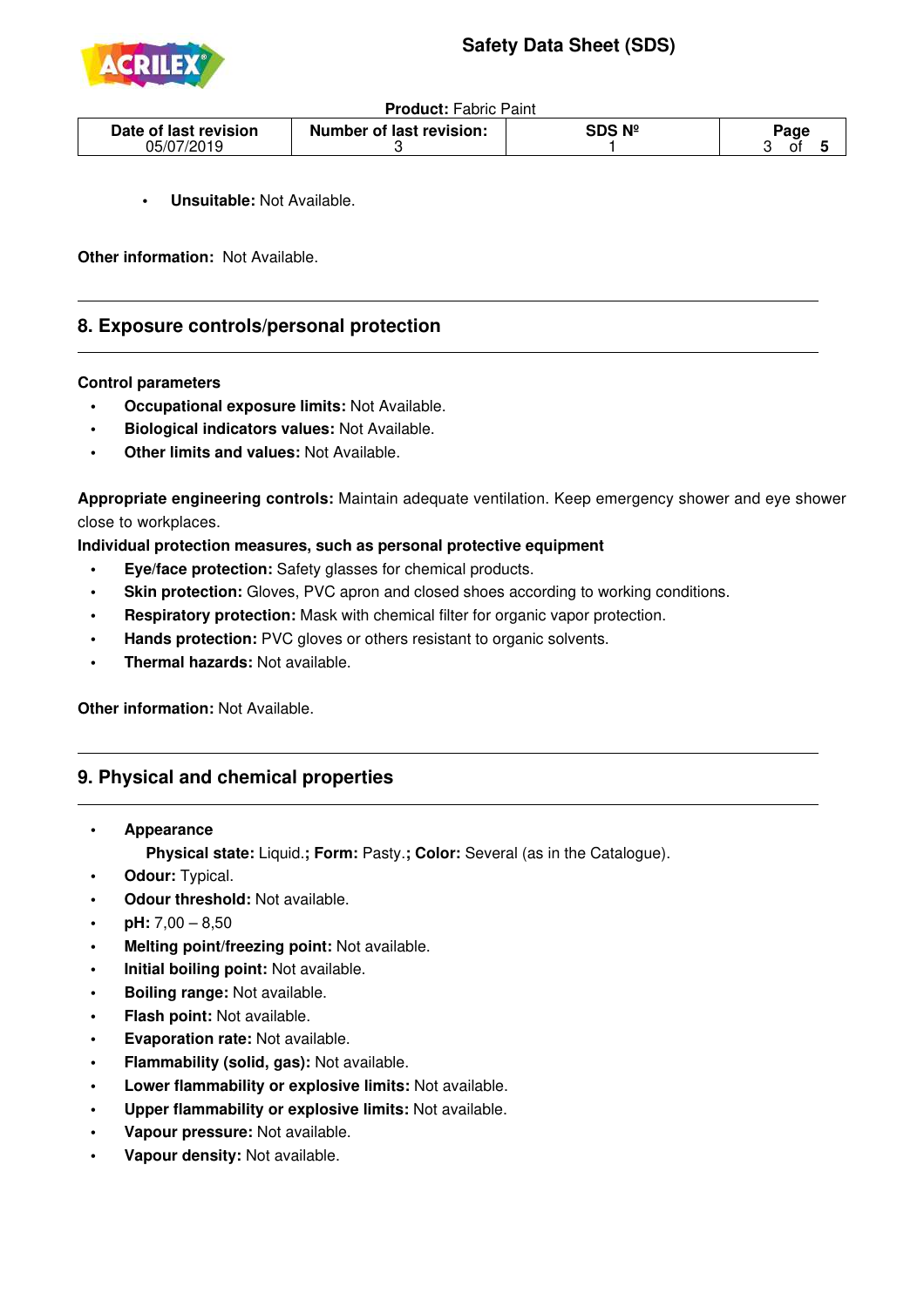- **Unsuitable:** Not Available.

**Other information:** Not Available.

## 8. Exposure controls/personal protection

**Control parameters**

- **Occupational exposure limits:** Not Available.
- **Biological indicators values:** Not Available.
- **Other limits and values:** Not Available.

**Appropriate engineering controls:** Maintain adequate ventilation. Keep emergency shower and eye shower close to workplaces.

**Individual protection measures, such as personal protective equipment**

- **Eye/face protection:** Safety glasses for chemical products.
- **Skin protection:** Gloves, PVC apron and closed shoes according to working conditions.
- **Respiratory protection:** Mask with chemical filter for organic vapor protection.
- **Hands protection:** PVC gloves or others resistant to organic solvents.
- **Thermal hazards:** Not available.

**Other information:** Not Available.

## 9. Physical and chemical properties

- **Appearance**
  **Physical state:** Liquid.**; Form:** Pasty.**; Color:** Several (as in the Catalogue).
- **Odour:** Typical.
- **Odour threshold:** Not available.
- **pH:** 7,00 – 8,50
- **Melting point/freezing point:** Not available.
- **Initial boiling point:** Not available.
- **Boiling range:** Not available.
- **Flash point:** Not available.
- **Evaporation rate:** Not available.
- **Flammability (solid, gas):** Not available.
- **Lower flammability or explosive limits:** Not available.
- **Upper flammability or explosive limits:** Not available.
- **Vapour pressure:** Not available.
- **Vapour density:** Not available.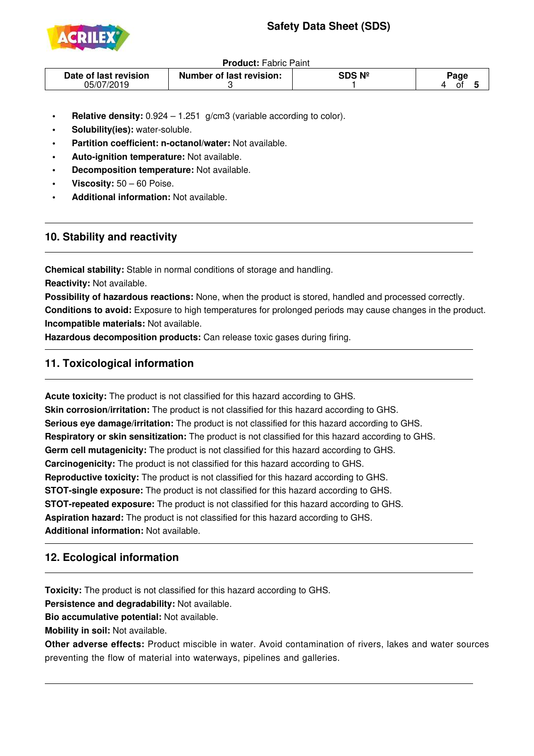- **Relative density:** 0.924 – 1.251 g/cm3 (variable according to color).
- **Solubility(ies):** water-soluble.
- **Partition coefficient: n-octanol/water:** Not available.
- **Auto-ignition temperature:** Not available.
- **Decomposition temperature:** Not available.
- **Viscosity:** 50 – 60 Poise.
- **Additional information:** Not available.

## 10. Stability and reactivity

**Chemical stability:** Stable in normal conditions of storage and handling.

**Reactivity:** Not available.

**Possibility of hazardous reactions:** None, when the product is stored, handled and processed correctly.

**Conditions to avoid:** Exposure to high temperatures for prolonged periods may cause changes in the product.

**Incompatible materials:** Not available.

**Hazardous decomposition products:** Can release toxic gases during firing.

## 11. Toxicological information

**Acute toxicity:** The product is not classified for this hazard according to GHS.

**Skin corrosion/irritation:** The product is not classified for this hazard according to GHS.

**Serious eye damage/irritation:** The product is not classified for this hazard according to GHS.

**Respiratory or skin sensitization:** The product is not classified for this hazard according to GHS.

**Germ cell mutagenicity:** The product is not classified for this hazard according to GHS.

**Carcinogenicity:** The product is not classified for this hazard according to GHS.

**Reproductive toxicity:** The product is not classified for this hazard according to GHS.

**STOT-single exposure:** The product is not classified for this hazard according to GHS.

**STOT-repeated exposure:** The product is not classified for this hazard according to GHS.

**Aspiration hazard:** The product is not classified for this hazard according to GHS.

**Additional information:** Not available.

## 12. Ecological information

**Toxicity:** The product is not classified for this hazard according to GHS.

**Persistence and degradability:** Not available.

**Bio accumulative potential:** Not available.

**Mobility in soil:** Not available.

**Other adverse effects:** Product miscible in water. Avoid contamination of rivers, lakes and water sources preventing the flow of material into waterways, pipelines and galleries.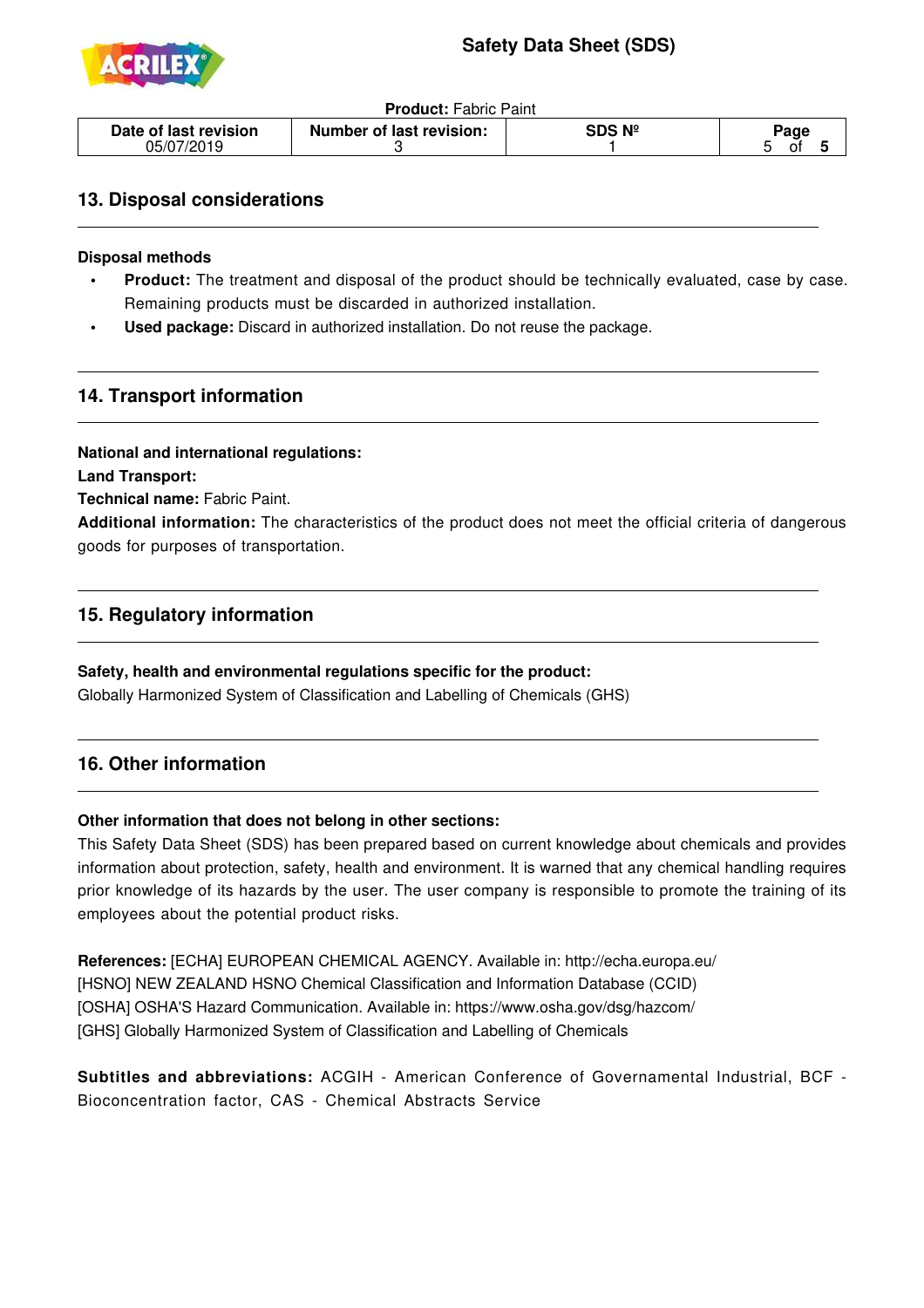## 13. Disposal considerations

**Disposal methods**

- **Product:** The treatment and disposal of the product should be technically evaluated, case by case. Remaining products must be discarded in authorized installation.
- **Used package:** Discard in authorized installation. Do not reuse the package.

## 14. Transport information

**National and international regulations:**

**Land Transport:**

**Technical name:** Fabric Paint.

**Additional information:** The characteristics of the product does not meet the official criteria of dangerous goods for purposes of transportation.

## 15. Regulatory information

**Safety, health and environmental regulations specific for the product:**

Globally Harmonized System of Classification and Labelling of Chemicals (GHS)

## 16. Other information

**Other information that does not belong in other sections:**

This Safety Data Sheet (SDS) has been prepared based on current knowledge about chemicals and provides information about protection, safety, health and environment. It is warned that any chemical handling requires prior knowledge of its hazards by the user. The user company is responsible to promote the training of its employees about the potential product risks.

**References:** [ECHA] EUROPEAN CHEMICAL AGENCY. Available in: http://echa.europa.eu/
[HSNO] NEW ZEALAND HSNO Chemical Classification and Information Database (CCID)
[OSHA] OSHA'S Hazard Communication. Available in: https://www.osha.gov/dsg/hazcom/
[GHS] Globally Harmonized System of Classification and Labelling of Chemicals

**Subtitles and abbreviations:** ACGIH - American Conference of Governamental Industrial, BCF - Bioconcentration factor, CAS - Chemical Abstracts Service